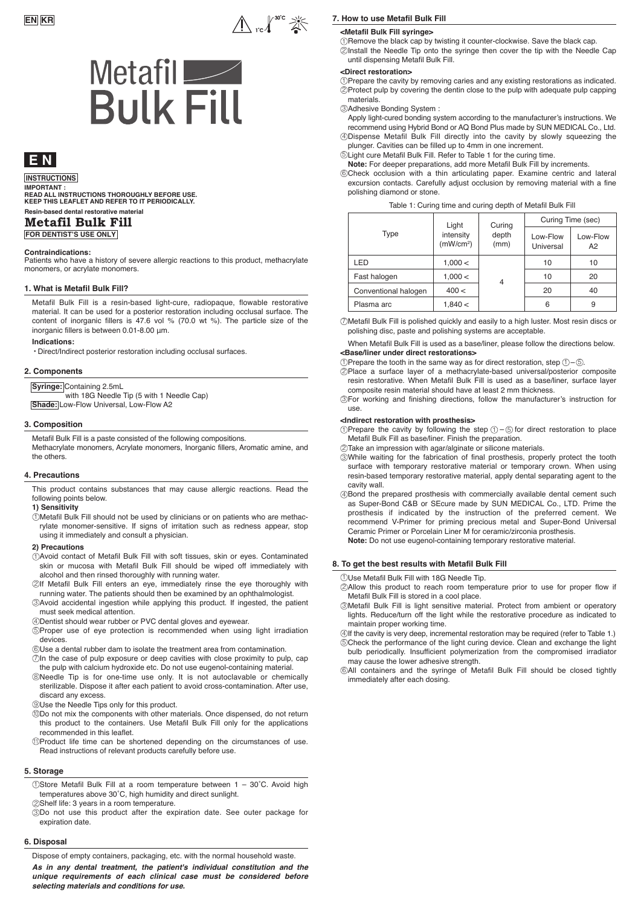EN KR

# Metafil Bulk Fill

# E N

**INSTRUCTIONS**

**IMPORTANT :**
**READ ALL INSTRUCTIONS THOROUGHLY BEFORE USE.**
**KEEP THIS LEAFLET AND REFER TO IT PERIODICALLY.**

**Resin-based dental restorative material**

## Metafil Bulk Fill

**FOR DENTIST'S USE ONLY**

**Contraindications:**
Patients who have a history of severe allergic reactions to this product, methacrylate monomers, or acrylate monomers.

### 1. What is Metafil Bulk Fill?

Metafil Bulk Fill is a resin-based light-cure, radiopaque, flowable restorative material. It can be used for a posterior restoration including occlusal surface. The content of inorganic fillers is 47.6 vol % (70.0 wt %). The particle size of the inorganic fillers is between 0.01-8.00 µm.

**Indications:**
・Direct/Indirect posterior restoration including occlusal surfaces.

### 2. Components

**Syringe:** Containing 2.5mL
with 18G Needle Tip (5 with 1 Needle Cap)
**Shade:** Low-Flow Universal, Low-Flow A2

### 3. Composition

Metafil Bulk Fill is a paste consisted of the following compositions.
Methacrylate monomers, Acrylate monomers, Inorganic fillers, Aromatic amine, and the others.

### 4. Precautions

This product contains substances that may cause allergic reactions. Read the following points below.

**1) Sensitivity**

① Metafil Bulk Fill should not be used by clinicians or on patients who are methacrylate monomer-sensitive. If signs of irritation such as redness appear, stop using it immediately and consult a physician.

**2) Precautions**

① Avoid contact of Metafil Bulk Fill with soft tissues, skin or eyes. Contaminated skin or mucosa with Metafil Bulk Fill should be wiped off immediately with alcohol and then rinsed thoroughly with running water.
② If Metafil Bulk Fill enters an eye, immediately rinse the eye thoroughly with running water. The patients should then be examined by an ophthalmologist.
③ Avoid accidental ingestion while applying this product. If ingested, the patient must seek medical attention.
④ Dentist should wear rubber or PVC dental gloves and eyewear.
⑤ Proper use of eye protection is recommended when using light irradiation devices.
⑥ Use a dental rubber dam to isolate the treatment area from contamination.
⑦ In the case of pulp exposure or deep cavities with close proximity to pulp, cap the pulp with calcium hydroxide etc. Do not use eugenol-containing material.
⑧ Needle Tip is for one-time use only. It is not autoclavable or chemically sterilizable. Dispose it after each patient to avoid cross-contamination. After use, discard any excess.
⑨ Use the Needle Tips only for this product.
⑩ Do not mix the components with other materials. Once dispensed, do not return this product to the containers. Use Metafil Bulk Fill only for the applications recommended in this leaflet.
⑪ Product life time can be shortened depending on the circumstances of use. Read instructions of relevant products carefully before use.

### 5. Storage

① Store Metafil Bulk Fill at a room temperature between 1 – 30˚C. Avoid high temperatures above 30˚C, high humidity and direct sunlight.
② Shelf life: 3 years in a room temperature.
③ Do not use this product after the expiration date. See outer package for expiration date.

### 6. Disposal

Dispose of empty containers, packaging, etc. with the normal household waste.

***As in any dental treatment, the patient's individual constitution and the unique requirements of each clinical case must be considered before selecting materials and conditions for use.***

### 7. How to use Metafil Bulk Fill

**<Metafil Bulk Fill syringe>**

① Remove the black cap by twisting it counter-clockwise. Save the black cap.
② Install the Needle Tip onto the syringe then cover the tip with the Needle Cap until dispensing Metafil Bulk Fill.

**<Direct restoration>**

① Prepare the cavity by removing caries and any existing restorations as indicated.
② Protect pulp by covering the dentin close to the pulp with adequate pulp capping materials.
③ Adhesive Bonding System :
Apply light-cured bonding system according to the manufacturer's instructions. We recommend using Hybrid Bond or AQ Bond Plus made by SUN MEDICAL Co., Ltd.
④ Dispense Metafil Bulk Fill directly into the cavity by slowly squeezing the plunger. Cavities can be filled up to 4mm in one increment.
⑤ Light cure Metafil Bulk Fill. Refer to Table 1 for the curing time.
**Note:** For deeper preparations, add more Metafil Bulk Fill by increments.
⑥ Check occlusion with a thin articulating paper. Examine centric and lateral excursion contacts. Carefully adjust occlusion by removing material with a fine polishing diamond or stone.

Table 1: Curing time and curing depth of Metafil Bulk Fill

| Type | Light intensity (mW/cm²) | Curing depth (mm) | Curing Time (sec) | |
|---|---|---|---|---|
| | | | Low-Flow Universal | Low-Flow A2 |
| LED | 1,000 < | 4 | 10 | 10 |
| Fast halogen | 1,000 < | | 10 | 20 |
| Conventional halogen | 400 < | | 20 | 40 |
| Plasma arc | 1,840 < | | 6 | 9 |

⑦ Metafil Bulk Fill is polished quickly and easily to a high luster. Most resin discs or polishing disc, paste and polishing systems are acceptable.

When Metafil Bulk Fill is used as a base/liner, please follow the directions below.

**<Base/liner under direct restorations>**

① Prepare the tooth in the same way as for direct restoration, step ①–⑤.
② Place a surface layer of a methacrylate-based universal/posterior composite resin restorative. When Metafil Bulk Fill is used as a base/liner, surface layer composite resin material should have at least 2 mm thickness.
③ For working and finishing directions, follow the manufacturer's instruction for use.

**<Indirect restoration with prosthesis>**

① Prepare the cavity by following the step ① – ⑤ for direct restoration to place Metafil Bulk Fill as base/liner. Finish the preparation.
② Take an impression with agar/alginate or silicone materials.
③ While waiting for the fabrication of final prosthesis, properly protect the tooth surface with temporary restorative material or temporary crown. When using resin-based temporary restorative material, apply dental separating agent to the cavity wall.
④ Bond the prepared prosthesis with commercially available dental cement such as Super-Bond C&B or SEcure made by SUN MEDICAL Co., LTD. Prime the prosthesis if indicated by the instruction of the preferred cement. We recommend V-Primer for priming precious metal and Super-Bond Universal Ceramic Primer or Porcelain Liner M for ceramic/zirconia prosthesis.
**Note:** Do not use eugenol-containing temporary restorative material.

### 8. To get the best results with Metafil Bulk Fill

① Use Metafil Bulk Fill with 18G Needle Tip.
② Allow this product to reach room temperature prior to use for proper flow if Metafil Bulk Fill is stored in a cool place.
③ Metafil Bulk Fill is light sensitive material. Protect from ambient or operatory lights. Reduce/turn off the light while the restorative procedure as indicated to maintain proper working time.
④ If the cavity is very deep, incremental restoration may be required (refer to Table 1.)
⑤ Check the performance of the light curing device. Clean and exchange the light bulb periodically. Insufficient polymerization from the compromised irradiator may cause the lower adhesive strength.
⑥ All containers and the syringe of Metafil Bulk Fill should be closed tightly immediately after each dosing.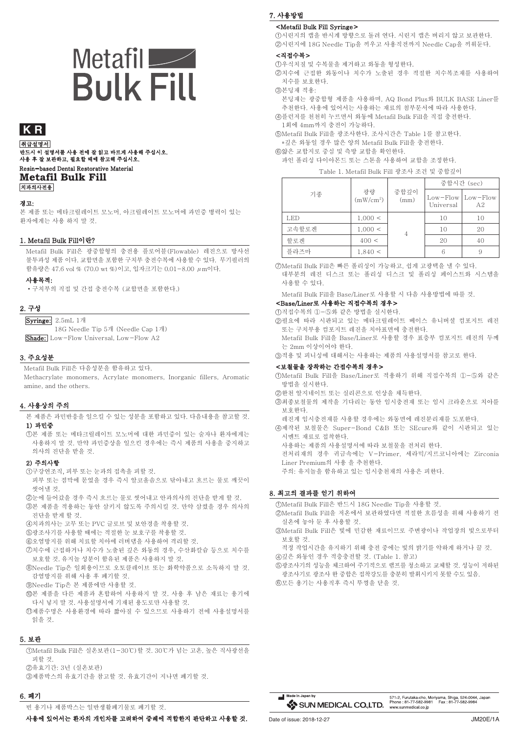# Metafil Bulk Fill

**K R**

**취급설명서**

**반드시 이 설명서를 사용 전에 잘 읽고 바르게 사용해 주십시오.**
**사용 후 잘 보관하고, 필요할 때에 참고해 주십시오.**

**Resin-based Dental Restorative Material**

# Metafil Bulk Fill

**치과의사전용**

### 경고:

본 제품 또는 메타크릴레이트 모노머, 아크릴레이트 모노머에 과민증 병력이 있는 환자에게는 사용 하지 말 것.

## 1. Metafil Bulk Fill이란?

Metafil Bulk Fill은 광중합형의 충전용 플로어블(Flowable) 레진으로 방사선 불투과성 제품 이다. 교합면을 포함한 구치부 충전수복에 사용할 수 있다. 무기필러의 함유량은 47.6 vol % (70.0 wt %)이고, 입자크기는 0.01-8.00 $\mu$m이다.

### 사용목적:

- 구치부의 직접 및 간접 충전수복 (교합면을 포함한다.)

## 2. 구성

**Syringe:** 2.5mL 1개
18G Needle Tip 5개 (Needle Cap 1개)
**Shade:** Low-Flow Universal, Low-Flow A2

## 3. 주요성분

Metafil Bulk Fill은 다음성분을 함유하고 있다.
Methacrylate monomers, Acrylate monomers, Inorganic fillers, Aromatic amine, and the others.

## 4. 사용상의 주의

본 제품은 과민반응을 일으킬 수 있는 성분을 포함하고 있다. 다음내용을 참고할 것.

### 1) 과민증

①본 제품 또는 메타크릴레이트 모노머에 대한 과민증이 있는 술자나 환자에게는 사용하지 말 것. 만약 과민증상을 일으킨 경우에는 즉시 제품의 사용을 중지하고 의사의 진단을 받을 것.

### 2) 주의사항

①구강연조직, 피부 또는 눈과의 접촉을 피할 것.
피부 또는 점막에 묻었을 경우 즉시 알코올솜으로 닦아내고 흐르는 물로 깨끗이 씻어낼 것.
②눈에 들어갔을 경우 즉시 흐르는 물로 씻어내고 안과의사의 진단을 받게 할 것.
③본 제품을 적용하는 동안 삼키지 않도록 주의시킬 것. 만약 삼켰을 경우 의사의 진단을 받게 할 것.
④치과의사는 고무 또는 PVC 글로브 및 보안경을 착용할 것.
⑤광조사기를 사용할 때에는 적절한 눈 보호구를 착용할 것.
⑥오염방지를 위해 치료할 치아에 러버댐을 사용하여 격리할 것.
⑦치수에 근접하거나 치수가 노출된 깊은 와동의 경우, 수산화칼슘 등으로 치수를 보호할 것. 유지놀 성분이 함유된 제품은 사용하지 말 것.
⑧Needle Tip은 일회용이므로 오토클레이브 또는 화학약품으로 소독하지 말 것. 감염방지를 위해 사용 후 폐기할 것.
⑨Needle Tip은 본 제품에만 사용할 것.
⑩본 제품을 다른 제품과 혼합하여 사용하지 말 것. 사용 후 남은 재료는 용기에 다시 넣지 말 것. 사용설명서에 기재된 용도로만 사용할 것.
⑪제품수명은 사용환경에 따라 짧아질 수 있으므로 사용하기 전에 사용설명서를 읽을 것.

## 5. 보관

①Metafil Bulk Fill은 실온보관(1-30℃)할 것. 30℃가 넘는 고온, 높은 직사광선을 피할 것.
②유효기간: 3년 (실온보관)
③제품박스의 유효기간을 참고할 것. 유효기간이 지나면 폐기할 것.

## 6. 폐기

빈 용기나 제품박스는 일반생활폐기물로 폐기할 것.

**사용에 있어서는 환자의 개인차를 고려하여 증례에 적합한지 판단하고 사용할 것.**

## 7. 사용방법

### <Metafil Bulk Fill Syringe>

①시린지의 캡을 반시계 방향으로 돌려 연다. 시린지 캡은 버리지 않고 보관한다.
②시린지에 18G Needle Tip을 끼우고 사용직전까지 Needle Cap을 끼워둔다.

### <직접수복>

①우식치질 및 수복물을 제거하고 와동을 형성한다.
②치수에 근접한 와동이나 치수가 노출된 경우 적절한 치수복조재를 사용하여 치수를 보호한다.
③본딩제 적용:
본딩제는 광중합형 제품을 사용하며, AQ Bond Plus와 BULK BASE Liner를 추천한다. 사용에 있어서는 사용하는 재료의 첨부문서에 따라 사용한다.
④플런저를 천천히 누르면서 와동에 Metafil Bulk Fill을 직접 충전한다.
1회에 4mm까지 충전이 가능하다.
⑤Metafil Bulk Fill을 광조사한다. 조사시간은 Table 1를 참고한다.
*깊은 와동일 경우 많은 양의 Metafil Bulk Fill을 충전한다.
⑥얇은 교합지로 중심 및 측방 교합을 확인한다.
파인 폴리싱 다이아몬드 또는 스톤을 사용하여 교합을 조정한다.

Table 1. Metafil Bulk Fill 광조사 조건 및 중합깊이

| 기종 | 광량 ($mW/cm^2$) | 중합깊이 (mm) | 중합시간 (sec) | |
|---|---|---|---|---|
| | | | Low-Flow Universal | Low-Flow A2 |
| LED | 1,000 < | 4 | 10 | 10 |
| 고속할로겐 | 1,000 < | | 10 | 20 |
| 할로겐 | 400 < | | 20 | 40 |
| 플라즈마 | 1,840 < | | 6 | 9 |

⑦Metafil Bulk Fill은 빠른 폴리싱이 가능하고, 쉽게 고광택을 낼 수 있다.
대부분의 레진 디스크 또는 폴리싱 디스크 및 폴리싱 페이스트와 시스템을 사용할 수 있다.

Metafil Bulk Fill을 Base/Liner로 사용할 시 다음 사용방법에 따를 것.

### <Base/Liner로 사용하는 직접수복의 경우>

①직접수복의 ①-⑤와 같은 방법을 실시한다.
②필요에 따라 시판되고 있는 메타크릴레이트 베이스 유니버설 컴포지트 레진 또는 구치부용 컴포지트 레진을 치아표면에 충전한다.
Metafil Bulk Fill을 Base/Liner로 사용할 경우 표층부 컴포지트 레진의 두께는 2mm 이상이어야 한다.
③적용 및 피니싱에 대해서는 사용하는 제품의 사용설명서를 참고로 한다.

### <보철물을 장착하는 간접수복의 경우>

①Metafil Bulk Fill을 Base/Liner로 적용하기 위해 직접수복의 ①-⑤와 같은 방법을 실시한다.
②한천 알지네이트 또는 실리콘으로 인상을 채득한다.
③최종보철물의 제작을 기다리는 동안 임시충전재 또는 임시 크라운으로 치아를 보호한다.
레진계 임시충전재를 사용할 경우에는 와동면에 레진분리재를 도포한다.
④제작된 보철물은 Super-Bond C&B 또는 SEcure와 같이 시판되고 있는 시멘트 재료로 접착한다.
사용하는 제품의 사용설명서에 따라 보철물을 전처리 한다.
전처리제의 경우 귀금속에는 V-Primer, 세라믹/지르코니아에는 Zirconia Liner Premium의 사용 을 추천한다.
주의: 유지놀을 함유하고 있는 임시충전재의 사용은 피한다.

## 8. 최고의 결과를 얻기 위하여

①Metafil Bulk Fill은 반드시 18G Needle Tip을 사용할 것.
②Metafil Bulk Fill을 저온에서 보관하였다면 적절한 흐름성을 위해 사용하기 전 실온에 놓아 둔 후 사용할 것.
③Metafil Bulk Fill은 빛에 민감한 재료이므로 주변광이나 작업장의 빛으로부터 보호할 것.
적정 작업시간을 유지하기 위해 충전 중에는 빛의 밝기를 약하게 하거나 끌 것.
④깊은 와동인 경우 적층충전할 것. (Table 1. 참고)
⑤광조사기의 성능을 체크하여 주기적으로 램프를 청소하고 교체할 것. 성능이 저하된 광조사기로 광조사 한 중합은 접착강도를 충분히 발휘시키지 못할 수도 있음.
⑥모든 용기는 사용직후 즉시 뚜껑을 닫을 것.

Made in Japan by
SUN MEDICAL CO.,LTD.
571-2, Furutaka-cho, Moriyama, Shiga, 524-0044, Japan
Phone : 81-77-582-9981 Fax : 81-77-582-9984
www.sunmedical.co.jp

Date of issue: 2018-12-27 JM20E/1A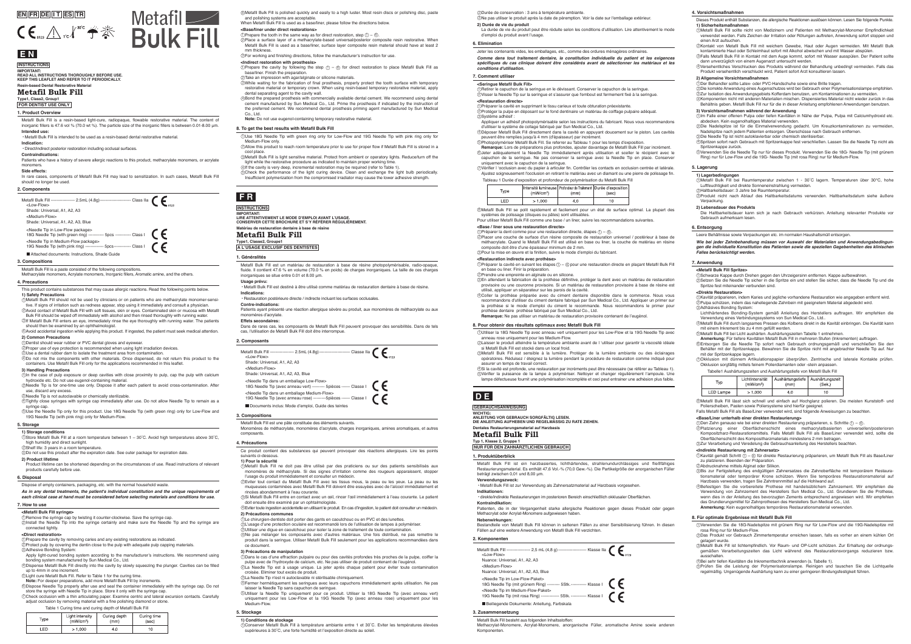EN FR DE IT ES TR

# Metafil Bulk Fill

# EN

**INSTRUCTIONS**

**IMPORTANT:**
**READ ALL INSTRUCTIONS THOROUGHLY BEFORE USE.**
**KEEP THIS LEAFLET AND REFER TO IT PERIODICALLY.**

**Resin-based Dental Restorative Material**

## Metafil Bulk Fill

**Type1, Class2, Group1**

**FOR DENTIST USE ONLY**

### 1. Product Overview

Metafil Bulk Fill is a resin-based light-cure, radiopaque, flowable restorative material. The content of inorganic fillers is 47.6 vol % (70.0 wt %). The particle size of the inorganic fillers is between 0.01-8.00 μm.

**Intended use:**

・Metafil Bulk Fill is intended to be used as a resin-based dental restorative material.

**Indication:**

・Direct/indirect posterior restoration including occlusal surfaces.

**Contraindications:**

Patients who have a history of severe allergic reactions to this product, methacrylate monomers, or acrylate monomers.

**Side effects:**

In rare cases, components of Metafil Bulk Fill may lead to sensitization. In such cases, Metafil Bulk Fill should no longer be used.

### 2. Components

Metafil Bulk Fill ------------------ 2.5mL (4.8g) ------------------------ Class IIa CE 0123
<Low-Flow>
Shade: Universal, A1, A2, A3
<Medium-Flow>
Shade: Universal, A1, A2, A3, Blue

<Needle Tip in Low-Flow package>
18G Needle Tip (with green ring) ------------ 5pcs ------------ Class I CE
<Needle Tip in Medium-Flow package>
19G Needle Tip (with pink ring) -------------- 5pcs ------------ Class I CE

■ Attached documents: Instructions, Shade Guide

### 3. Compositions

Metafil Bulk Fill is a paste consisted of the following compositions.
Methacrylate monomers, Acrylate monomers, Inorganic fillers, Aromatic amine, and the others.

### 4. Precautions

This product contains substances that may cause allergic reactions. Read the following points below.

**1) Safety Precautions**

① Metafil Bulk Fill should not be used by clinicians or on patients who are methacrylate monomer-sensitive. If signs of irritation such as redness appear, stop using it immediately and consult a physician.
② Avoid contact of Metafil Bulk Fill with soft tissues, skin or eyes. Contaminated skin or mucosa with Metafil Bulk Fill should be wiped off immediately with alcohol and then rinsed thoroughly with running water.
③ If Metafil Bulk Fill enters an eye, immediately rinse the eye thoroughly with running water. The patients should then be examined by an ophthalmologist.
④ Avoid accidental ingestion while applying this product. If ingested, the patient must seek medical attention.

**2) Common Precautions**

① Dentist should wear rubber or PVC dental gloves and eyewear.
② Proper use of eye protection is recommended when using light irradiation devices.
③ Use a dental rubber dam to isolate the treatment area from contamination.
④ Do not mix the components with other materials. Once dispensed, do not return this product to the containers. Use Metafil Bulk Fill only for the applications recommended in this leaflet.

**3) Handling Precautions**

① In the case of pulp exposure or deep cavities with close proximity to pulp, cap the pulp with calcium hydroxide etc. Do not use eugenol-containing material.
② Needle Tip is for one-time use only. Dispose it after each patient to avoid cross-contamination. After use, discard any excess.
③ Needle Tip is not autoclavable or chemically sterilizable.
④ Tightly close syringes with syringe cap immediately after use. Do not allow Needle Tip to remain as a syringe cap.
⑤ Use the Needle Tip only for this product. Use 18G Needle Tip (with green ring) for Low-Flow and 19G Needle Tip (with pink ring) for Medium-Flow.

### 5. Storage

**1) Storage conditions**

① Store Metafil Bulk Fill at a room temperature between 1 - 30˚C. Avoid high temperatures above 30˚C, high humidity and direct sunlight.
② Shelf life: 3 years in a room temperature.
③ Do not use this product after the expiration date. See outer package for expiration date.

**2) Product lifetime**

Product lifetime can be shortened depending on the circumstances of use. Read instructions of relevant products carefully before use.

### 6. Disposal

Dispose of empty containers, packaging, etc. with the normal household waste.

***As in any dental treatments, the patient's individual constitution and the unique requirements of each clinical case at hand must be considered before selecting materials and conditions for use.***

### 7. How to use

**<Metafil Bulk Fill syringe>**

① Remove the syringe cap by twisting it counter-clockwise. Save the syringe cap.
② Install the Needle Tip into the syringe certainly and make sure the Needle Tip and the syringe are connected tightly.

**<Direct restoration>**

① Prepare the cavity by removing caries and any existing restorations as indicated.
② Protect pulp by covering the dentin close to the pulp with adequate pulp capping materials.
③ Adhesive Bonding System:
Apply light-cured bonding system according to the manufacturer's instructions. We recommend using bonding system manufactured by Sun Medical Co., Ltd..
④ Dispense Metafil Bulk Fill directly into the cavity by slowly squeezing the plunger. Cavities can be filled up to 4mm in one increment.
⑤ Light cure Metafil Bulk Fill. Refer to Table 1 for the curing time.
**Note:** For deeper preparations, add more Metafil Bulk Fill by increments.
⑥ Dispose Needle Tip properly after use and seal the container immediately with the syringe cap. Do not store the syringe with Needle Tip in place. Store it only with the syringe cap.
⑦ Check occlusion with a thin articulating paper. Examine centric and lateral excursion contacts. Carefully adjust occlusion by removing material with a fine polishing diamond or stone.

Table 1 Curing time and curing depth of Metafil Bulk Fill

| Type | Light intensity (mW/cm²) | Curing depth (mm) | Curing time (sec) |
|---|---|---|---|
| LED | > 1,000 | 4.0 | 10 |

⑧ Metafil Bulk Fill is polished quickly and easily to a high luster. Most resin discs or polishing disc, paste and polishing systems are acceptable.
When Metafil Bulk Fill is used as a base/liner, please follow the directions below.

**<Base/liner under direct restorations>**

① Prepare the tooth in the same way as for direct restoration, step ① – ⑥.
② Place a surface layer of a methacrylate-based universal/posterior composite resin restorative. When Metafil Bulk Fill is used as a base/liner, surface layer composite resin material should have at least 2 mm thickness.
③ For working and finishing directions, follow the manufacturer's instruction for use.

**<Indirect restoration with prosthesis>**

① Prepare the cavity by following the step ① – ⑥ for direct restoration to place Metafil Bulk Fill as base/liner. Finish the preparation.
② Take an impression with agar/alginate or silicone materials.
③ While waiting for the fabrication of final prosthesis, properly protect the tooth surface with temporary restorative material or temporary crown. When using resin-based temporary restorative material, apply dental separating agent to the cavity wall.
④ Bond the prepared prosthesis with commercially available dental cement. We recommend using dental cement manufactured by Sun Medical Co., Ltd. Prime the prosthesis if indicated by the instruction of the preferred cement. We recommend using dental prosthesis priming agent manufactured by Sun Medical Co., Ltd.
**Note:** Do not use eugenol-containing temporary restorative material.

### 8. To get the best results with Metafil Bulk Fill

① Use 18G Needle Tip with green ring only for Low-Flow and 19G Needle Tip with pink ring only for Medium-Flow only.
② Allow this product to reach room temperature prior to use for proper flow if Metafil Bulk Fill is stored in a cool place.
③ Metafil Bulk Fill is light sensitive material. Protect from ambient or operatory lights. Reduce/turn off the light while the restorative procedure as indicated to maintain proper working time.
④ If the cavity is very deep, incremental restoration may be required (refer to Table 1).
⑤ Check the performance of the light curing device. Clean and exchange the light bulb periodically. Insufficient polymerization from the compromised irradiator may cause the lower adhesive strength.

# FR

**INSTRUCTIONS**

**IMPORTANT:**
**LIRE ATTENTIVEMENT LE MODE D'EMPLOI AVANT L'USAGE.**
**CONSERVER CETTE BROCHURE ET S'Y RÉFÉRER RÉGULIÈREMENT.**

**Matériau de restauration dentaire à base de résine**

## Metafil Bulk Fill

**Type1, Classe2, Groupe1**

**À L'USAGE EXCLUSIF DES DENTISTES**

### 1. Généralités

Metafil Bulk Fill est un matériau de restauration à base de résine photopolymérisable, radio-opaque, fluide. Il contient 47.6 % en volume (70.0 % en poids) de charges inorganiques. La taille de ces charges inorganiques se situe entre 0.01 et 8.00 μm.

**Usage prévu:**

・Metafil Bulk Fill est destiné à être utilisé comme matériau de restauration dentaire à base de résine.

**Indications:**

・Restauration postérieure directe / indirecte incluant les surfaces occlusales.

**Contre-indications:**

Patients ayant présenté une réaction allergique sévère au produit, aux monomères de méthacrylate ou aux monomères d'acrylate.

**Effets secondaires:**

Dans de rares cas, les composants de Metafil Bulk Fill peuvent provoquer des sensibilités. Dans de tels cas, l'utilisation de Metafil Bulk Fill doit être interrompue.

### 2. Composants

Metafil Bulk Fill ------------------ 2.5mL (4.8g) ------------------------ Classe IIa CE 0123
<Low-Flow>
Shade: Universal, A1, A2, A3
<Medium-Flow>
Shade: Universal, A1, A2, A3, Blue

<Needle Tip dans un emballage Low-Flow>
18G Needle Tip (avec anneau vert) ----------- 5pièces ------ Classe I CE
<Needle Tip dans un emballage Medium-Flow>
19G Needle Tip (avec anneau rose) ----------- 5pièces ------ Classe I CE

■ Documents inclus: Mode d'emploi, Guide des teintes

### 3. Compositions

Metafil Bulk Fill est une pâte constituée des éléments suivants.
Monomères de méthacrylate, monomères d'acrylate, charges inorganiques, amines aromatiques, et autres composants.

### 4. Précautions

Ce produit contient des substances qui peuvent provoquer des réactions allergiques. Lire les points suivants ci-dessous.

**1) Pour la sécurité**

① Metafil Bulk Fill ne doit pas être utilisé par des praticiens ou sur des patients sensibilisés aux monomères de méthacrylate. Si des signes d'irritation comme des rougeurs apparaissent, stopper l'usage du produit immédiatement et consulter un médecin.
② Éviter tout contact du Metafil Bulk Fill avec les tissus mous, la peau ou les yeux. La peau ou les muqueuses contaminées avec Metafil Bulk Fill doivent être essuyées avec de l'alcool immédiatement et rincées abondamment à l'eau courante.
③ Si Metafil Bulk Fill entre en contact avec un œil, rincer l'œil immédiatement à l'eau courante. Le patient doit ensuite être examiné par un ophtalmologiste.
④ Éviter toute ingestion accidentelle en utilisant le produit. En cas d'ingestion, le patient doit consulter un médecin.

**2) Précautions communes**

① Le chirurgien-dentiste doit porter des gants en caoutchouc ou en PVC et des lunettes.
② L'usage d'une protection oculaire est recommandé lors de l'utilisation de lampes à polymériser.
③ Utiliser une digue en caoutchouc pour isoler la zone de traitement de toute contamination.
④ Ne pas mélanger les composants avec d'autres matériaux. Une fois distribué, ne pas remettre le produit dans la seringue. Utiliser Metafil Bulk Fill seulement pour les applications recommandées dans ce document.

**3) Précautions de manipulation**

① Dans le cas d'une effraction pulpaire ou pour des cavités profondes très proches de la pulpe, coiffer la pulpe avec de l'hydroxyde de calcium, etc. Ne pas utiliser de produit contenant de l'eugénol.
② La Needle Tip est à usage unique. La jeter après chaque patient pour éviter toute contamination croisée. Éliminer tout excès de produit.
③ La Needle Tip n'est ni autoclavable ni stérilisable chimiquement.
④ Fermer hermétiquement les seringues avec leurs capuchons immédiatement après utilisation. Ne pas laisser la Needle Tip sans capuchon de seringue.
⑤ Utiliser la Needle Tip uniquement pour ce produit. Utiliser la 18G Needle Tip (avec anneau vert) uniquement pour les Low-Flow et la 19G Needle Tip (avec anneau rose) uniquement pour les Medium-Flow.

### 5. Stockage

**1) Conditions de stockage**

① Conserver Metafil Bulk Fill à température ambiante entre 1 et 30˚C. Éviter les températures élevées supérieures à 30˚C, une forte humidité et l'exposition directe au soleil.
② Durée de conservation : 3 ans à température ambiante.
③ Ne pas utiliser le produit après la date de péremption. Voir la date sur l'emballage extérieur.

**2) Durée de vie du produit**

La durée de vie du produit peut être réduite selon les conditions d'utilisation. Lire attentivement le mode d'emploi du produit avant l'usage.

### 6. Elimination

Jeter les contenants vides, les emballages, etc., comme des ordures ménagères ordinaires.

***Comme dans tout traitement dentaire, la constitution individuelle du patient et les exigences spécifiques du cas clinique doivent être considérés avant de sélectionner les matériaux et les conditions d'utilisation.***

### 7. Comment utiliser

**<Seringue Metafil Bulk Fill>**

① Retirer le capuchon de la seringue en le dévissant. Conserver le capuchon de la seringue.
② Visser la Needle Tip sur la seringue et s'assurer que l'embout est fermement fixé à la seringue.

**<Restauration directe>**

① Préparer la cavité en supprimant le tissu carieux et toute obturation préexistante.
② Protéger la pulpe en déposant sur le fond dentinaire un matériau de coiffage pulpaire adéquat.
③ Système adhésif :
Appliquer un adhésif photopolymérisable selon les instructions du fabricant. Nous vous recommandons d'utiliser le système de collage fabriqué par Sun Medical Co., Ltd..
④ Déposer Metafil Bulk Fill directement dans la cavité en appuyant doucement sur le piston. Les cavités peuvent être remplies jusqu'à 4 mm (d'épaisseur) par incrément.
⑤ Photopolymériser Metafil Bulk Fill. Se référer au Tableau 1 pour les temps d'exposition.
**Remarque:** Lors de préparations plus profondes, ajouter davantage de Metafil Bulk Fill par incrément.
⑥ Jeter adéquatement la Needle Tip immédiatement après utilisation et sceller le récipient avec le capuchon de la seringue. Ne pas conserver la seringue avec la Needle Tip en place. Conserver uniquement avec le capuchon de la seringue.
⑦ Vérifier l 'occlusion avec du papier à articuler fin. Contrôler les contacts en occlusion centrée et latérale. Ajuster soigneusement l'occlusion en retirant le matériau avec un diamant ou une pierre de polissage fin.

Tableau 1 Durée d'exposition et profondeur de polymérisation du Metafil Bulk Fill

| Type | Intensité lumineuse (mW/cm²) | Profondeur de Traitement (mm) | Durée d'exposition (sec) |
|---|---|---|---|
| LED | > 1,000 | 4,0 | 10 |

⑧ Metafil Bulk Fill se polit rapidement et facilement pour un état de surface optimal. La plupart des systèmes de polissage (disques ou pâtes) sont utilisables.
Pour utiliser Metafil Bulk Fill comme une base / un liner, suivre les recommandations suivantes.

**<Base / liner sous une restauration directe>**

① Préparer la dent comme pour une restauration directe, étapes ① – ⑥.
② Placer une couche de surface d'un résine composite de restauration universel / postérieur à base de méthacrylate. Quand le Metafil Bulk Fill est utilisé en base ou liner, la couche de matériau en résine composite doit être d'une épaisseur minimum de 2 mm.
③ Pour la mise en œuvre et la finition, suivre le mode d'emploi du fabricant.

**<Restauration indirecte avec prothèse>**

① Préparer la cavité en suivant les étapes ① – ⑥ pour une restauration directe en plaçant Metafil Bulk Fill en base ou liner. Finir la préparation.
② Prendre une empreinte en alginate ou en silicone.
③ En attendant la fabrication de la prothèse définitive, protéger la dent avec un matériau de restauration provisoire ou une couronne provisoire. Si un matériau de restauration provisoire à base de résine est utilisé, appliquer un séparateur sur les parois de la cavité.
④ Coller la prothèse préparée avec du ciment dentaire disponible dans le commerce. Nous vous recommandons d'utiliser du ciment dentaire fabriqué par Sun Medical Co., Ltd. Appliquer un primer sur la prothèse si le mode d'emploi du ciment le recommande. Nous vous recommandons le primer pour prothèse dentaire fabriqué par Sun Medical Co., Ltd.
**Remarque:** Ne pas utiliser un matériau de restauration provisoire contenant de l'eugénol.

### 8. Pour obtenir des résultats optimaux avec Metafil Bulk Fill

① Utiliser la 18G Needle Tip avec anneau vert uniquement pour les Low-Flow et la 19G Needle Tip avec anneau rose uniquement pour les Medium-Flow.
② Laisser le produit atteindre la température ambiante avant de l 'utiliser pour garantir la viscosité idéale si Metafil Bulk Fill est stocké dans un local froid.
③ Metafil Bulk Fill est sensible à la lumière. Protéger de la lumière ambiante ou des éclairages opératoires. Réduisez / éteignez la lumière pendant la procédure de restauration comme indiqué pour assurer un temps de travail correct.
④ Si la cavité est profonde, une restauration par incréments peut être nécessaire (se référer au Tableau 1).
⑤ Vérifier la puissance de la lampe à polymériser. Nettoyer et changer régulièrement l'ampoule. Une lampe défectueuse fournit une polymérisation incomplète et ceci peut entraîner une adhésion plus faible.

# DE

**GEBRAUCHSANWEISUNG**

**WICHTIG:**
**ANLEITUNG VOR GEBRAUCH SORGFÄLTIG LESEN.**
**DIE ANLEITUNG AUFHEBEN UND REGELMÄSSIG ZU RATE ZIEHEN.**

**Dentales Restaurierungsmaterial auf Harzbasis**

## Metafil Bulk Fill

**Typ 1, Klasse 2, Gruppe 1**

**NUR FÜR DEN ZAHNÄRZTLICHEN GEBRAUCH**

### 1. Produktüberblick

Metafil Bulk Fill ist ein harzbasiertes, lichthärtendes, strahlenundurchlässiges und fließfähiges Restaurierungsmaterial. Es enthält 47,6 Vol.-% (70,0 Gew.-%). Die Partikelgröße der anorganischen Füller beträgt zwischen 0,01 und 8,00 μm.

**Verwendungszweck:**

・Metafil Bulk Fill ist zur Verwendung als Zahnersatzmaterial auf Harzbasis vorgesehen.

**Indikationen:**

・direkte/indirekte Restaurierungen im posterioren Bereich einschließlich okklusaler Oberflächen.

**Kontraindikationen:**

Patienten, die in der Vergangenheit starke allergische Reaktionen gegen dieses Produkt oder gegen Methacrylat oder Acrylat-Monomere aufgewiesen haben.

**Nebenwirkungen:**

Bestandteile von Metafil Bulk Fill können in seltenen Fällen zu einer Sensibilisierung führen. In diesen Fällen auf eine weitere Anwendung von Metafil Bulk Fill verzichten.

### 2. Komponenten

Metafil Bulk Fill ------------------ 2,5 mL (4,8 g) ------------------------ Klasse IIa CE 0123
<Low-Flow>
Nuance: Universal, A1, A2, A3
<Medium-Flow>
Nuance: Universal, A1, A2, A3, Blue

<Needle Tip im Low-Flow-Paket>
18G Needle Tip (mit grünem Ring) ---------- 5Stk. ------------ Klasse I CE
<Needle Tip im Medium-Flow-Paket>
19G Needle Tip (mit rosa Ring) ------------- 5Stk. ------------ Klasse I CE

■ Beiliegende Dokumente: Anleitung, Farbskala

### 3. Zusammensetzung

Metafil Bulk Fill besteht aus folgenden Inhaltsstoffen:
Methacrylat-Monomere, Acrylat-Monomere, anorganische Füller, aromatische Amine sowie anderen Komponenten.

### 4. Vorsichtsmaßnahmen

Dieses Produkt enthält Substanzen, die allergische Reaktionen auslösen können. Lesen Sie folgende Punkte.

**1) Sicherheitsmaßnahmen**

① Metafil Bulk Fill sollte nicht von Medizinern und Patienten mit Methacrylat-Monomer Empfindlichkeit verwendet werden. Falls Zeichen der Irritation oder Rötungen auftreten, Anwendung sofort stoppen und einen Arzt aufsuchen.
② Kontakt von Metafil Bulk Fill mit weichem Gewebe, Haut oder Augen vermeiden. Mit Metafil Bulk kontaminierte Haut oder Schleimhaut sofort mit Alkohol abwischen und mit Wasser abspülen.
③ Falls Metafil Bulk Fill in Kontakt mit dem Auge kommt, sofort mit Wasser ausspülen. Der Patient sollte dann unverzüglich von einem Augenarzt untersucht werden.
④ Versehentliches Verschlucken des Produkts während der Behandlung unbedingt vermeiden. Falls das Produkt versehentlich verschluckt wird, Patient sofort Arzt konsultieren lassen.

**2) Allgemeine Vorsichtsmaßnahmen**

① Der Behandler sollte Latex- oder PVC-Handschuhe sowie eine Brille tragen.
② Die korrekte Anwendung eines Augenschutzes wird bei Gebrauch einer Polymerisationslampe empfohlen.
③ Zur Isolation des Anwendungsgebiets Kofferdam benutzen, um Kontaminationen zu vermeiden.
④ Komponenten nicht mit anderen Materialien mischen. Dispensiertes Material nicht wieder zurück in das Behältnis geben. Metafil Bulk Fill nur für die in dieser Anleitung empfohlenen Anwendungen benutzen.

**3) Vorsichtsmaßnahmen während der Anwendung**

① Im Falle einer offenen Pulpa oder tiefen Kavitäten in Nähe der Pulpa, Pulpa mit Calciumhydroxid etc. abdecken. Kein eugenolhaltiges Material verwenden.
② Die Nadelspitze ist für die Einmalverwendung gedacht. Um Kreuzkontaminationen zu vermeiden, Nadelspitze nach jedem Patienten entsorgen. Überschüsse nach Gebrauch entfernen.
③ Die Needle Tip ist nicht autoklavierbar oder chemisch sterilisierbar.
④ Spritzen sofort nach Gebrauch mit Spritzenkappe fest verschließen. Lassen Sie die Needle Tip nicht als Spritzenkappe zurück.
⑤ Verwenden Sie die Needle Tip nur für dieses Produkt. Verwenden Sie die 18G- Needle Tip (mit grünem Ring) nur für Low-Flow und die 19G- Needle Tip (mit rosa Ring) nur für Medium-Flow.

### 5. Lagerung

**1) Lagerbedingungen**

① Metafil Bulk Fill bei Raumtemperatur zwischen 1 - 30˚C lagern. Temperaturen über 30°C, hohe Luftfeuchtigkeit und direkte Sonneneinstrahlung vermeiden.
② Haltbarkeitsdauer: 3 Jahre bei Raumtemperatur.
③ Produkt nicht nach Ablauf des Haltbarkeitsdatums verwenden. Haltbarkeitsdatum siehe äußere Verpackung.

**2) Lebensdauer des Produkts**

Die Haltbarkeitsdauer kann sich je nach Gebrauch verkürzen. Anleitung relevanter Produkte vor Gebrauch aufmerksam lesen.

### 6. Entsorgung

Leere Behältnisse sowie Verpackungen etc. im normalen Haushaltsmüll entsorgen.

***Wie bei jeder Zahnbehandlung müssen vor Auswahl der Materialien und Anwendungsbedingungen die individuelle Konstitution des Patienten sowie die speziellen Gegebenheiten des klinischen Falles berücksichtigt werden.***

### 7. Anwendung

**<Metafil Bulk Fill Spritze>**

① Schwarze Kappe durch Drehen gegen den Uhrzeigersinn entfernen. Kappe aufbewahren.
② Setzen Sie die Needle Tip sicher in die Spritze ein und stellen Sie sicher, dass die Needle Tip und die Spritze fest miteinander verbunden sind.

**<Direkte Restauration>**

① Kavität präparieren, indem Karies und jegliche vorhandene Restauration wie angegeben entfernt wird.
② Pulpa schützen, indem das naheliegende Zahnbein mit geeignetem Material abgedeckt wird.
③ Adhäsives Bonding System:
Lichthärtendes Bonding-System gemäß Anleitung des Herstellers auftragen. Wir empfehlen die Verwendung eines Verbindungssystems von Sun Medical Co., Ltd..
④ Metafil Bulk Fill durch langsames Pressen des Kolbens direkt in die Kavität einbringen. Die Kavität kann mit einem Inkrement bis zu 4 mm gefüllt werden.
⑤ Metafil Bulk Fill bei Licht aushärten. Aushärtungszeiten Tabelle 1 entnehmen.
**Anmerkung:** Für tiefere Kavitäten Metafil Bulk Fill in mehreren Stufen (Inkrementen) auftragen.
⑥ Entsorgen Sie die Needle Tip sofort nach Gebrauch ordnungsgemäß und verschließen Sie den Behälter mit der Spritzenkappe. Bewahren Sie die Spritze nicht mit angebrachter Needle Tip auf. Nur mit der Spritzenkappe lagern.
⑦ Okklusion mit dünnem Artikulationspapier überprüfen. Zentrische und laterale Kontakte prüfen. Okklusion sorgfältig mittels feinem Polierdiamanten oder -stein anpassen.

Tabelle1 Aushärtungszeiten und Aushärtungstiefe von Metafil Bulk Fill

| Typ | Lichtintensität (mW/cm²) | Aushärtungstiefe (mm) | Aushärtungszeit (Sek.) |
|---|---|---|---|
| LED Lampe | > 1.000 | 4,0 | 10 |

⑧ Metafil Bulk Fill lässt sich schnell und einfach auf Hochglanz polieren. Die meisten Kunststoff- und Polierscheiben, Pasten sowie Poliersysteme sind hierfür geeignet.
Falls Metafil Bulk Fill als Base/Liner verwendet wird, sind folgende Anweisungen zu beachten.

**<Base/Liner unterhalb einer direkten Restaurierung>**

① Den Zahn genauso wie bei einer direkten Restaurierung präparieren, s. Schritte ① – ⑥.
② Platzierung einer Oberflächenschicht eines methacrylatbasierten universellen/posterioren Kompositharz-Restaurationsmittels. Falls Metafil Bulk Fill als Base/Liner verwendet wird, sollte die Oberflächenschicht des Kompositharzmaterials mindestens 2 mm betragen.
③ Zur Verarbeitung und Veredelung die Gebrauchsanleitung des Herstellers beachten.

**<Indirekte Restaurierung mit Zahnersatz>**

① Kavität gemäß Schritt ① – ⑥ für direkte Restaurierung präparieren, um Metafil Bulk Fill als Base/Liner zu platzieren. Beenden der Präparation.
② Abdrucknahme mittels Alginat oder Silikon.
③ Bis zur Fertigstellung des endgültigen Zahnersatzes die Zahnoberfläche mit temporärem Restaurationsmaterial oder temporärer Krone schützen. Wenn Sie temporäres Restaurationsmaterial auf Harzbasis verwenden, tragen Sie Zahntrennmittel auf die Hohlwand auf.
④ Befestigen Sie die vorbereitete Prothese mit handelsüblichem Zahnzement. Wir empfehlen die Verwendung von Zahnzement des Herstellers Sun Medical Co., Ltd. Grundieren Sie die Prothese, wenn dies in der Anleitung des bevorzugten Zements entsprechend angewiesen wird. Wir empfehlen das Grundierungsmittel für Zahnprothesen des Herstellers Sun Medical Co., Ltd.
**Anmerkung:** Kein eugenolhaltiges temporäres Restaurationsmaterial verwenden.

### 8. Für optimale Ergebnisse mit Metafil Bulk Fill

① Verwenden Sie die 18G-Nadelspitze mit grünem Ring nur für Low-Flow und die 19G-Nadelspitze mit rosa Ring nur für Medium-Flow.
② Das Produkt vor Gebrauch Zimmertemperatur erreichen lassen, falls es vorher an einem kühlen Ort gelagert wurde.
③ Metafil Bulk Fill ist lichtempfindlich. Vor Raum- und OP-Licht schützen. Zur Erhaltung der ordnungsgemäßen Verarbeitungszeiten das Licht während des Restaurationsvorgangs reduzieren bzw. ausschalten.
④ Bei sehr tiefen Kavitäten die Inkrementtechnik anwenden (s. Tabelle 1).
⑤ Prüfen Sie die Leistung der Polymerisationslampe. Reinigen und tauschen Sie die Lichtquelle regelmäßig. Ungenügende Aushärtung kann zu einer geringeren Bindungsfestigkeit führen.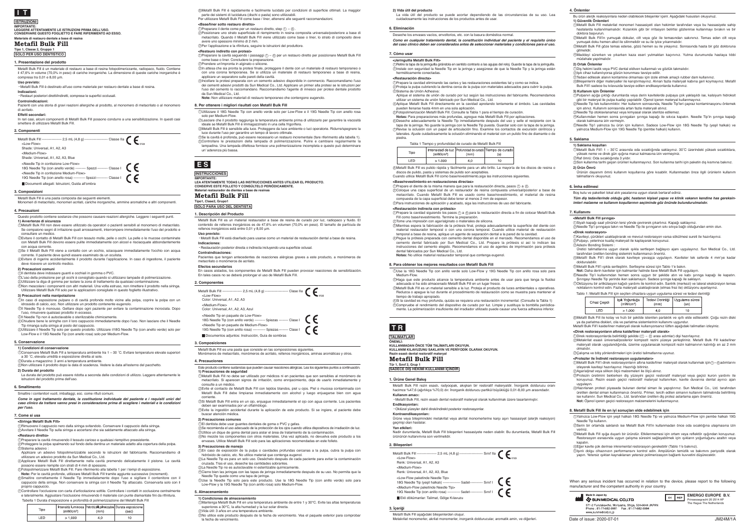# I T

**ISTRUZIONI**

**IMPORTANTE:**
**LEGGERE ATTENTAMENTE LE ISTRUZIONI PRIMA DELL'USO.**
**CONSERVARE QUESTO FOGLIETTO E FARE RIFERIMENTO AD ESSO.**

**Materiale di restauro dentale a base di resina**

## Metafil Bulk Fill

**Tipo 1, Classe 2, Gruppo 1**

**SOLO PER USO DENTISTICO**

### 1. Presentazione del prodotto

Metafil Bulk Fill è un materiale di restauro a base di resina fotopolimerizzante, radiopaco, fluido. Contiene il 47,6% in volume (70,0% in peso) di cariche inorganiche. La dimensione di queste cariche inorganiche è compresa tra 0,01 e 8,00 μm.

**Uso previsto:**
・Metafil Bulk Fill è destinato all'uso come materiale per restauro dentale a base di resina.

**Indicazioni:**
・Restauri posteriori diretti/indiretti, comprese le superfici occlusali.

**Controindicazioni:**
Pazienti con una storia di gravi reazioni allergiche al prodotto, al monomero di metacrilato o al monomero di acrilato.

**Effetti secondari:**
In rari casi, alcuni componenti di Metafil Bulk Fill possono condurre a una sensibilizzazione. In questi casi smettere di utilizzare Metafil Bulk Fill.

### 2. Componenti

Metafil Bulk Fill ------------------ 2,5 mL (4,8 g) ------------------ Classe IIa CE 0123
<Low-Flow>
Shade: Universal, A1, A2, A3
<Medium-Flow>
Shade: Universal, A1, A2, A3, Blue

<Needle Tip in confezione Low-Flow>
18G Needle Tip (con anello verde) ---------- Spezzi ---------- Classe I CE
<Needle Tip in confezione Medium-Flow>
19G Needle Tip (con anello rosa) ---------- Spezzi ---------- Classe I CE

■ Documenti allegati: Istruzioni, Guida all'ombra

### 3. Composizioni

Metafil Bulk Fill è una pasta composta dai seguenti elementi.
Monomeri di metacrilato, monomeri acrilati, cariche inorganiche, ammine aromatiche e altri componenti.

### 4. Precauzioni

Questo prodotto contiene sostanze che possono causare reazioni allergiche. Leggere i seguenti punti.

**1) Avvertenze di sicurezza**

①Metafil Bulk Fill non deve essere utilizzato da operatori o pazienti sensibili al monomero di metacrilato. Se compaiono segni di irritazione quali arrossamenti, interrompere immediatamente l'uso del prodotto e consultare un medico.
②Evitare il contatto di Metafil Bulk Fill con tessuto molle, pelle o cecchi. La pelle o le mucose contaminate con Metafil Bulk Fill devono essere pulite immediatamente con alcool e risciacquate abbondantemente con acqua corrente.
③Se il Metafil Bulk Fill viene a contatto con un occhio, sciacquare immediatamente l'occhio con acqua corrente. Il paziente deve quindi essere esaminato da un oculista.
④Evitare di ingerire accidentalmente il prodotto durante l'applicazione. In caso di ingestione, il paziente deve ricevere un controllo medico.

**2) Precauzioni comuni**

①Il dentista deve indossare guanti e occhiali in gomma o PVC.
②L'uso della protezione per gli occhi è consigliato quando si utilizzano lampade di polimerizzazione.
③Utilizzare la diga di gomma per isolare la zona di trattamento da qualsiasi contaminazione.
④Non mescolare i componenti con altri materiali. Una volta estruso, non rimettere il prodotto nella siringa. Utilizzare Metafil Bulk Fill solo per le applicazioni consigliate in questo foglietto illustrativo.

**3) Precauzioni nella manipolazione**

①In caso di esposizione pulpare o di cavità profonde molto vicine alla polpa, coprire la polpa con un idrossido di calcio, ecc. Non utilizzare un prodotto contenente eugenolo.
②Il Needle Tip è monouso. Gettare dopo ogni paziente per evitare la contaminazione incrociata. Dopo l'uso, rimuovere qualsiasi prodotto in eccesso.
③Il Needle Tip non è autoclavabile o sterilizzabile chimicamente.
④Chiudere bene le siringhe con il loro cappuccio immediatamente dopo l'uso. Non lasciare che il Needle Tip rimanga sulla siringa al posto del cappuccio.
⑤Utilizzare il Needle Tip solo per questo prodotto. Utilizzare il18G Needle Tip (con anello verde) solo per Low-Flow e il 19G Needle Tip (con anello rosa) solo per Medium-Flow.

### 5. Conservazione

**1) Condizioni di conservazione**

①Conservare Metafil Bulk Fill a temperatura ambiente tra 1 – 30 ˚C. Evitare temperature elevate superiori a 30 ˚C, elevata umidità e esposizione diretta al sole.
②Durata a magazzino: 3 anni a temperatura ambiente.
③Non utilizzare il prodotto dopo la data di scadenza. Vedere la data all'esterno del pacchetto.

**2) Durata del prodotto**

La durata del prodotto può essere ridotta a seconda delle condizioni di utilizzo. Leggere attentamente le istruzioni del prodotto prima dell'uso.

### 6. Smaltimento

Smaltire i contenitori vuoti, imballaggi, ecc. come rifiuti comuni.

***Come in ogni trattamento dentale, la costituzione individuale del paziente e i requisiti unici del caso clinico da trattare vanno presi in considerazione prima di scegliere i materiali e le condizioni per l'uso.***

### 7. Come si usa

**<Siringa Metafil Bulk Fill>**

①Rimuovere il cappuccio nero dalla siringa svitandolo. Conservare il cappuccio della siringa.
②Avvitare il Needle Tip sulla siringa e accertarsi che sia saldamente attaccato alla siringa.

**<Restauro diretto>**

①Preparare il dente rimuovendo il tessuto carioso e qualsiasi riempitivo preesistente.
②Proteggere la polpa spalmando sul fondo della dentina un materiale adatto alla copertura della polpa.
③Sistema adesivo :
Applicare un sistema adesivo fotopolimerizzabile secondo le istruzioni del fabbricante. Raccomandiamo di utilizzare un adesivo prodotto da Sun Medical Co., Ltd.
④Applicare Metafil Bulk Fill direttamente nella cavità premendo delicatamente il pistone. Le cavità possono essere riempite con strati di 4 mm di spessore.
⑤Fotopolimerizzare Metafil Bulk Fill. Fare riferimento alla tabella 1 per i tempi di esposizione.
**Note:** Per le cavità profonde, utilizzare Metafil Bulk Fill tramite aggiunte successive (incrementi).
⑥Smaltire correttamente il Needle Tip immediatamente dopo l'uso e sigillare il contenitore con il cappuccio della siringa. Non conservare la siringa con il Needle Tip attaccato. Conservarla solo con il proprio cappuccio.
⑦Controllare l'occlusione con carta d'articolazione sottile. Controllare i contatti in occlusione centralmente e lateralmente. Aggiustare l'occlusione rimuovendo il materiale con punte diamantate fini da rifinitura.

Tabella 1 Durata d'esposizione e profondità di polimerizzazione del Metafil Bulk Fill

| Tipo | Intensità luminosa (mW/cm²) | Profondità di polimerizzazione (mm) | Durata esposizione (sec) |
|---|---|---|---|
| LED | > 1.000 | 4,0 | 10 |

⑧Metafil Bulk Fill è rapidamente e facilmente lucidato per condizioni di superficie ottimali. La maggior parte dei sistemi di lucidatura (dischi o paste) sono utilizzabili.
Per utilizzare Metafil Bulk Fill come base / liner, attenersi alle seguenti raccomandazioni.

**<Base/liner sotto restauro diretto>**

①Preparare il dente come per un restauro diretto, step ① – ③.
②Posizionare uno strato superficiale di riempimento in resina composita universale/posteriore a base di metacrilato. Quando il Metafil Bulk Fill viene utilizzato come base o liner, lo strato di composito deve avere uno spessore minimo di 2 mm.
③Per l'applicazione e la rifinitura, seguire le istruzioni del produttore.

**<Restauro indiretto con protesi>**

①Preparare la cavità seguendo i passaggi ① – ⑥ per un restauro diretto per posizionare Metafil Bulk Fill come base o liner. Concludere la preparazione.
②Prendere un'impronta in alginato o silicone.
③In attesa che sia pronta la protesi finale, proteggere il dente con un materiale di restauro temporaneo o con una corona temporanea. Se si utilizza un materiale di restauro temporaneo a base di resina, applicare un separatore sulle pareti della cavità.
④Incollare la protesi preparata con un cemento adesivo disponibile in commercio. Raccomandiamo l'uso dei cementi adesivi prodotti da Sun Medical Co., Ltd. Applicare un primer alla protesi se le istruzioni per l'uso del cemento lo raccomandano. Raccomandiamo l'agente di innesco per protesi dentale prodotto da Sun Medical Co., Ltd.
**Note:** Non utilizzare materiali di restauro temporaneo che contengono eugenolo.

### 8. Per ottenere i migliori risultati con Metafil Bulk Fill

①Utilizzare il 18G Needle Tip con anello verde solo per Low-Flow e il 19G Needle Tip con anello rosa solo per Medium-Flow.
②Lasciare che il prodotto raggiunga la temperatura ambiente prima di utilizzarlo per garantire la viscosità ideale se Metafil Bulk Fill è immagazzinato in una cella frigorifera.
③Metafil Bulk Fill è sensibile alla luce. Proteggere da luce ambiente o luci operatorie. Ridurre/spegnere la luce durante l'uso per garantire un tempo di lavoro ottimale.
④Se la cavità è profonda, può essere necessario un restauro incrementale (fare riferimento alla tabella 1).
⑤Controllare le prestazioni della lampada di polimerizzazione. Pulire e cambiare regolarmente la lampadina. Una lampada difettosa fornisce una polimerizzazione incompleta e questo può determinare un' aderenza più bassa.

# E S

**INSTRUCCIONES**

**IMPORTANTE:**
**LEA ATENTAMENTE TODAS LAS INSTRUCCIONES ANTES UTILIZAR EL PRODUCTO.**
**CONSERVE ESTE FOLLETO Y CONSÚLTELO PERIÓDICAMENTE.**

**Material restaurador de dientes a base de resinas**

## Metafil Bulk Fill

**Tipo1, Clase2, Grupo1**

**SOLO PARA USO DEL DENTISTA**

### 1. Descripción del Producto

Metafil Bulk Fill es un material restaurador a base de resina de curado por luz, radiopaco y fluido. El contenido de rellenos inorgánicos es de 47,6% en volumen (70,0% en peso). El tamaño de partícula de rellenos inorgánicos está entre 0,01 y 8,00 μm.

**Uso previsto:**
・Metafil Bulk Fill está diseñado para usarse como un material de restauración dental a base de resina.

**Indicaciones:**
・Restauración posterior directa o indirecta incluyendo una superficie oclusal.

**Contraindicaciones:**
Pacientes que tengan antecedentes de reacciones alérgicas graves a este producto, a monómeros de metacrilato o monómeros de acrilato.

**Efectos secundarios**
En casos aislados, los componentes de Metafil Bulk Fill pueden provocar reacciones de sensibilización. En tales casos no se deberá prolongar el uso de Metafil Bulk Fill.

### 2. Componentes

Metafil Bulk Fill ------------------ 2,5 mL (4,8 g) ------------------ Clase IIa CE 0123
<Low-Flow>
Color: Universal, A1, A2, A3
<Medium-Flow>
Color: Universal, A1, A2, A3, Azul

<Needle Tip en paquete de Low-Flow>
18G Needle Tip (con anillo verde) ---------- Spiezas ---------- Clase I CE
<Needle Tip en paquete de Medium-Flow>
19G Needle Tip (con anillo rosa) ---------- Spiezas ---------- Clase I CE

■ Documentos adjuntos: Instrucción, Guía de sombras

### 3. Composiciones

Metafil Bulk Fill es una pasta que consiste en las composiciones siguientes.
Monómeros de metacrilato, monómeros de acrilato, rellenos inorgánicos, aminas aromáticas y otros.

### 4. Precauciones

Este producto contiene sustancias que pueden causar reacciones alérgicas. Lea los siguientes puntos a continuación.

**1) Precauciones de seguridad**

①Metafil Bulk Fill no debe ser utilizado por médicos ni en pacientes que son sensibles al monómero de metacrilato. Si aparecen signos de irritación, como enrojecimiento, deje de usarlo inmediatamente y consulte a un médico.
②Evite el contacto de Metafil Bulk Fill con tejidos blandos, piel u ojos. Piel o mucosa contaminada con Metafil Bulk Fill debe limpiarse inmediatamente con alcohol y luego enjuagarse bien con agua corriente.
③Si Metafil Bulk Fill entra en un ojo, enjuague inmediatamente el ojo con agua corriente. Los pacientes deben ser examinados por un oftalmólogo.
④Evite la ingestión accidental durante la aplicación de este producto. Si se ingiere, el paciente debe buscar atención médica.

**2) Precauciones comunes**

①El dentista debe usar guantes dentales de goma o PVC y gafas.
②Se recomienda el uso adecuado de la protección de los ojos cuando utiliza dispositivos de irradiación de luz.
③Utilice un dique de goma dental para aislar el área de tratamiento de la contaminación.
④No mezcle los componentes con otros materiales. Una vez aplicado, no devuelva este producto a los envases. Utilice Metafil Bulk Fill solo para las aplicaciones recomendadas en este folleto.

**3) Precauciones de manejo**

①En caso de exposición de la pulpa o cavidades profundas cercanas a la pulpa, cubra la pulpa con hidróxido de calcio, etc. No utilice material que contenga eugenol.
②La Needle Tip es para un solo uso. Deséchelo después de cada paciente para evitar la contaminación cruzada. Tras el uso, deseche las cantidades sobrantes.
③La Needle Tip no es autoclavable ni esterilizable químicamente.
④Cierre bien las jeringas con las tapas de jeringa inmediatamente después de su uso. No permita que la Needle Tip quede como una tapa de jeringa.
⑤Use la Needle Tip solo para este producto. Use la 18G Needle Tip (con anillo verde) solo para Low-Flow y la 19G Needle Tip (con anillo rosa) solo Medium-Flow.

### 5. Almacenamiento

**1) Condiciones de almacenamiento**

①Mantenga Metafil Bulk Fill en una temperatura ambiente de entre 1 y 30°C. Evite las altas temperaturas superiores a 30°C, la alta humedad y la luz solar directa.
②Vida útil: 3 años en una temperatura ambiente.
③No utilice este producto después de la fecha de vencimiento. Vea el paquete exterior para comprobar la fecha de vencimiento.

**2) Vida útil del producto**

La vida útil del producto se puede acortar dependiendo de las circunstancias de su uso. Lea cuidadosamente las instrucciones de los productos antes de usar.

### 6. Eliminación

Deseche los envases vacíos, envoltorios, etc. con la basura doméstica normal.

***Como en cualquier tratamiento dental, la constitución individual del paciente y el requisito único del caso clínico deben ser considerados antes de seleccionar materiales y condiciones para el uso.***

### 7. Cómo usar

**<Jeringuilla Metafil Bulk Fill>**

①Retire la tapa de la jeringuilla girándola en sentido contrario a las agujas del reloj. Guarde la tapa de la jeringuilla.
②Instale con seguridad la Needle Tip en la jeringa y asegúrese de que la Needle Tip y la jeringa están herméticamente conectadas.

**<Restauración directa>**

①Prepare la cavidad eliminando las caries y las restauraciones existentes tal y como se indica.
②Proteja la pulpa cubriendo la dentina cerca de la pulpa con materiales adecuados para cubrir la pulpa.
③Sistema de Unión Adhesiva:
Aplique el sistema de unión de curado por luz según las instrucciones del fabricante. Recomendamos utilizar un sistema de unión fabricado por Sun Medical Co., Ltd.
④Aplique Metafil Bulk Fill directamente en la cavidad apretando lentamente el émbolo. Las cavidades pueden llenarse hasta 4mm en una sola aplicación.
⑤Fotopolimerización Metafil Bulk Fill. Consulte la Tabla 1 para el tiempo de curación.
**Notas:** Para preparaciones más profundas, agregue más Metafil Bulk Fill por aplicaciones.
⑥Deseche adecuadamente la Needle Tip inmediatamente después del uso y selle el recipiente con la tapa de la jeringa. No guarde la jeringa con la Needle Tip puesta. Guardar solo con la tapa de la jeringa.
⑦Revise la oclusión con un papel de articulación fino. Examine los contactos de excursión céntricos y laterales. Ajuste cuidadosamente la oclusión eliminando el material con un pulido fino de diamante o de piedra.

Tabla 1 Tiempo y profundidad de curado de Metafil Bulk Fill

| Tipo | Intensidad de luz (mW/cm²) | Profundidad de curado (mm) | Tiempo de curado (s) |
|---|---|---|---|
| LED | > 1.000 | 4,0 | 10 |

⑧Metafil Bulk Fill es pulido rápida y fácilmente para un alto brillo. La mayoría de los discos de resina o discos de pulido, pasta y sistemas de pulido son aceptables.
Cuando utilice Metafil Bulk Fill como base/revestimiento,siga las instrucciones siguientes.

**<Base/revestimiento en restauraciones directas>**

①Prepare el diente de la misma manera que para la restauración directa, pasos ① a ⑥.
②Coloque una capa superficial de un restaurador de resina compuesta universal/posterior a base de metacrilato. Cuando Metafil Bulk Fill es usado como base/revestimiento, el material de resina compuesta de la capa superficial debe tener al menos 2 mm de espesor.
③Para instrucciones de aplicación y acabado, siga las instrucciones de uso del fabricante.

**<Restauración indirecta con prótesis>**

①Prepare la cavidad siguiendo los pasos ① a ⑥ para la restauración directa a fin de colocar Metafil Bulk Fill como base/revestimiento. Termine la preparación.
②Tome una impresión con agar/alginato o materiales de silicona.
③Mientras espera la fabricación de la prótesis final, proteja adecuadamente la superficie del diente con material restaurador temporal o con una corona temporal. Cuando utilice material de restauración temporal a base de resina, aplique un agente de separación dental a la pared de la cavidad.
④Pegue la prótesis preparada con cemento dental disponible en el mercado. Recomendamos el uso de cemento dental fabricado por Sun Medical Co., Ltd. Prepare la prótesis si así lo indican las instrucciones del cemento elegido. Recomendamos el uso de agentes de imprimación para prótesis dental fabricados por Sun Medical Co., Ltd.
**Notas:** No utilice material restaurador temporal que contenga eugenol.

### 8. Para obtener los mejores resultados con Metafil Bulk Fill

①Use la 18G Needle Tip con anillo verde solo Low-Flow y 19G Needle Tip con anillo rosa solo para Medium-Flow.
②Haga que este producto alcance la temperatura ambiente antes de usar para que tenga la fluidez adecuada si ha sido almacenado Metafil Bulk Fill en un lugar fresco.
③Metafil Bulk Fill es un material sensible a la luz. Proteja el producto de luces ambientales u operativas. Reduzca o apague la luz durante el procedimiento de restauración como se muestra para mantener el tiempo de trabajo apropiado.
④Si la cavidad es muy profunda, quizás se requiera una restauración incremental. (Consulte la Tabla 1)
⑤Compruebe el rendimiento del dispositivo de curado por luz. Limpie y sustituya la bombilla periódicamente. La polimerización insuficiente del irradiador utilizado puede causar una fuerza adhesiva inferior.

# T R

**TALIMATLAR**

**ÖNEMLİ:**
**KULLANMADAN ÖNCE TÜM TALİMATLARI OKUYUN.**
**KULLANIM KILAVUZUNU SAKLAYIN VE PERİYODİK OLARAK OKUYUN.**

**Rezin esaslı dental restoratif materyal**

## Metafil Bulk Fill

**Tür 1, Sınıf 2, Grup 1**

**SADECE DİŞ HEKİMİ KULLANIMI İÇİNDİR**

### 1. Ürüne Genel Bakış

Metafil Bulk Fill rezin esaslı, radyoopak, akışkan bir restoratif materyaldir. İnorganik doldurucu oranı hacimce %47,6 (ağırlıkça %70,0) dır. İnorganik doldurucu partikül büyüklüğü 0,01-8,00 μm arasındadır.

**Kullanım amacı:**
・Metafil Bulk Fill, rezin esaslı dental restoratif materyal olarak kullanılmak üzere tasarlanmıştır.

**Endikasyonları:**
・Oklüzal yüzeyler dahil direkt/indirekt posterior restorasyonlar.

**Kontraendikasyonları:**
Ürüne veya bileşimindeki metakrilat veya akrilat monomerlerine karşı aşırı hassasiyet (alerjik reaksiyon) geçmişi olan hastalar.

**Yan etkileri:**
Nadir durumlarda, Metafil Bulk Fill bileşenleri hassasiyete neden olabilir. Bu durumlarda, Metafil Bulk Fill ürününün kullanımına son verilmelidir.

### 2. Bileşenleri

Metafil Bulk Fill ------------------ 2,5 mL (4,8 g) ------------------ Sınıf IIa CE 0123
<Low-Flow>
Renk: Universal, A1, A2, A3
<Medium-Flow>
Renk: Universal, A1, A2, A3, Blue

<Low-Flow paketinde Needle Tip>
18G Needle Tip (yeşil halkalı) ---------- Sadet ---------- Sınıf I CE
<Medium-Flow paketinde Needle Tip>
19G Needle Tip (pembe halkalı) ---------- Sadet ---------- Sınıf I CE

■ Ekli dökümanlar: Talimat, Gölge Kılavuzu

### 3. İçeriği

Metafil Bulk Fill aşağıdaki bileşenlerden oluşur.
Metakrilat monomerler, akrilat monomerler, inorganik doldurucular, aromatik amin, ve diğerleri.

### 4. Önlemler

Bu ürün alerjik reaksiyonlara neden olabilecek bileşenler içerir. Aşağıdaki hususları okuyunuz.

**1) Güvenlik Önlemleri**

①Metafil Bulk Fill metakrilat monomeri hassasiyeti olan hekimler tarafından veya bu hassasiyete sahip hastalarda kullanılmamalıdır. Kızarıklık gibi bir irritasyon belirtisi gözlenirse kullanmayı bırakın ve bir doktora başvurun.
②Metafil Bulk Fill'in yumuşak dokular, cilt veya göz ile temasından sakınınız. Temas eden cilt veya yumuşak doku hemen alkol ile silinmelidir ve su ile iyice yıkanmalıdır.
③Metafil Bulk Fill göze temas ederse, gözü hemen su ile yıkayınız. Sonrasında hasta bir göz doktoruna gitmelidir.
④Maddeyi sürerken ve yıkarken kaza eseri yutmaktan kaçınınız. Yutma durumunda hastaya tıbbi müdahale yapılmalıdır.

**2) Ortak Önlemler**

①Diş hekimi lastik veya PVC dental eldiven kullanmalı ve gözlük takmalıdır.
②Işık cihaz kullanılıyorsa gözün korunmasını tavsiye edilir.
③Tedavi edilecek alanın kontamine olmaması için izole etmek amaçlı rubber dam kullanınız.
④Bileşenleri diğer materyaller ile karıştırmayınız. Alınan fazla materyali kabına geri koymayınız. Metafil Bulk Fill'i sadece bu kılavuzda tavsiye edilen endikasyonlarda kullanınız.

**3) Kullanım için Önlemler**

①Pulpanın açığa çıktığı durumlarda veya derin kavitelerde pulpaya çok yaklaşıldı ise, kalsiyum hidroksit gibi bir materyal ile pulpa kuafajı yapılabilir. Öjenol içeren materyal kullanmayınız.
②Needle Tip tek kullanımlıktır. Her kullanım sonrasında, Needle Tip'leri çapraz kontaminasyonu önlemek için atınız. Kullanım sonrasında artan fazla materyali atınız.
③Needle Tip otoklavlanamaz veya kimyasal olarak sterilize edilemez.
④Kullanımdan hemen sonra şırıngaları şırınga kapağı ile sıkıca kapatın. Needle Tip'in şırınga kapağı olarak kalmasına izin vermeyin.
⑤Needle Tip'i yalnızca bu ürün için kullanın. Sadece Low-Flow için 18G Needle Tip (yeşil halkalı) ve yalnızca Medium-Flow için 19G Needle Tip (pembe halkalı) kullanın.

### 5. Saklama

**1) Saklama koşulları**

①Metafil Bulk Fill'i 1 – 30°C arasında oda sıcaklığında saklayınız. 30°C üzerindeki yüksek sıcaklıklara, yüksek neme ve direk gün ışığına maruz kalmasına izin vermeyiniz.
②Raf ömrü: Oda sıcaklığında 3 yıldır.
③Son kullanma tarihi geçen ürünleri kullanmayınız. Son kullanma tarihi için paketin dış kısmına bakınız.

**2) Ürün Ömrü**

Ürünün dayanım ömrü kullanım koşullarına göre kısalabilir. Kullanmadan önce ilgili ürünlerin kullanım talimatlarını okuyunuz.

### 6. İmha edilmesi

Boş kutu ve paketleri lokal atık yasalarına uygun olarak bertaraf ediniz.

***Tüm diş tedavilerinde olduğu gibi, hastanın kişisel yapısı ve klinik vakanın kendine has gereksinimleri malzeme ve kullanım koşullarının seçiminde göz önünde bulundurulmalıdır.***

### 7. Kullanımı

**<Metafil Bulk Fill şırınga>**

①Siyah kapağı saat yönünün tersi yönde çevirerek çıkartınız. Kapağı saklayınız.
②Needle Tip'i şırıngaya takın ve Needle Tip ile şırınganın sıkı sıkıya bağlı olduğundan emin olun.

**<Direk restorasyon>**

①Kaviteyi, çürükleri uzaklaştırarak ve mevcut restorasyon varsa sökülmesi sureti ile hazırlayınız.
②Pulpayı, yeterince kuafaj materyali ile kaplayarak koruyunuz.
③Adeziv Bonding Sistemi :
Üretici talimatlarına uygun olarak ışıkla sertleşen bağlayıcı ajanı uygulayınız. Sun Medical Co., Ltd. tarafından üretilen bonding sisteminin kullanmanızı öneririz.
④Metafil Bulk Fill'i direk olarak kaviteye yavaşça uygulayın. Kaviteler tek seferde 4 mm'ye kadar doldurulabilir.
⑤Metafil Bulk Fill'i ışıkla sertleştirin. Sertleşme süresi için Table 1'e bakın.
**Not:** Daha derin kaviteler için katmanlar halinde ilave Metafil Bulk Fill uygulayın.
⑥Needle Tip'i kullanımdan hemen sonra uygun bir şekilde atın ve kabı şırınga kapağı ile kapatın. Şırıngayı Needle Tip yerinde iken saklamayın. Sadece şırınga kapağı ile saklayın.
⑦Oklüzyonu bir artikülasyon kağıdı yardımı ile kontrol edin. Santrik (merkezi) ve lateral ekskürsiyon temas noktalarını kontrol edin. Fazla materyali uzaklaştırarak (elmas frez ile) oklüzyonu ayarlayınız.

Tablo 1: Metafil Bulk Fill için seçilen cihazlara uygun uygulama süresi ve tedavi derinliği

| Cihaz Çeşidi | Işık Yoğunluğu (mW/cm²) | Tedavi Derinliği (mm) | Uygulama süresi (sn) |
|---|---|---|---|
| LED | > 1.000 | 4,0 | 10 |

⑧Metafil Bulk Fill ile kolay ve hızlı bir şekilde istenilen parlaklık ve ışıltı elde edilecektir. Çoğu rezin diski ya da parlatma diskleri, cila ve parlatma sistemlerinin kullanımı uygundur.
Metafil Bulk Fill'i kaide/liner materyali olarak kullanıyorsanız lütfen aşağıdaki talimatları izleyiniz.

**<Direk restorasyonların altına kaide/liner materyali olarak>**

①Direk restorasyonlarda belirtildiği şekilde (① – ⑥ arası adımlar) dişi hazırlayınız.
②Metakrilat esaslı universal/posterior kompozit rezini yüzeye yerleştiriniz. Metafil Bulk Fill kaide/liner materyali olarak uygulandığında, üzerine uygulanacak kompozit rezin katmanının kalınlığı en az 2 mm olmalıdır.
③Çalışma ve bitiş yönlendirmeleri için üretici talimatlarına uyunuz.

**<Protezler ile İndirekt restorasyon uygulamaları>**

①Metafil Bulk Fill'i direk restorasyonların altına kaide/liner materyal olarak kullanmak için(①~⑥)adımlarını izleyerek kaviteyi hazırlayınız. Hazırlığı bitiriniz.
②Agar/aljinat veya silikon ölçü malzemeleri ile ölçü alınız.
③Protezin üretimini beklerken diş yüzeyini geçici restoratif materyal veya geçici kuron yardımı ile koruyunuz. Rezin esaslı geçici restoratif materyal kullanırken, kavite duvarına dental ayırıcı ajan uygulayın.
④Hazırlanan protezi piyasada bulunan dental siman ile yapıştırınız. Sun Medical Co., Ltd. tarafından üretilen dental siman kullanmanızı öneririz. Primer, tercih edilen simanın kullanım talimatında belirtilmiş ise kullanılır. Sun Medical Co., Ltd. tarafından üretilen diş protez astarlama ajanı öneririz.
**Not:** Öjenol içeren geçici restorasyon malzemelerini kullanmayınız.

### 8. Metafil Bulk Fill ile en iyi sonuçlar elde edebilmek için

①Yalnızca Low-Flow için yeşil halkalı 18G Needle Tip ve yalnızca Medium-Flow için pembe halkalı 19G Needle Tip kullanın.
②Serin bir ortamda saklandı ise Metafil Bulk Fill'in kullanmadan önce oda sıcaklığına ulaşmasına izin veriniz.
③Metafil Bulk Fill ışığa duyarlı bir üründür. Etkilenmemesi için ortam veya reflektör ışığından koruyunuz. Restorasyon esnasında uygun çalışma süresini sağlayabilmek için ışıkların yoğunluğunu azaltın veya kapatın.
④Eğer kavite çok derinse inkremental restorasyon gerekebilir (Tablo 1'e bakınız).
⑤Işınlı dolgu cihazınızın performansını kontrol edin. Ampülünün temizlik ve bakımını periyodik olarak yapın. Yetersiz ışıktan kaynaklanan yetersiz polimerizasyon bağlantı kuvvetini düşürecektir.

When any serious incident has occurred in relation to the device, please report to the following manufacturer and the competent authority in your country.

Made in Japan by
SUN MEDICAL CO.,LTD.
571-2 Furutaka-cho, Moriyama, Shiga, 524-0044 JAPAN
Phone : 81-77-582-9981 Fax : 81-77-582-9984
www.sunmedical.co.jp

EC REP
EMERGO EUROPE B.V.
Prinsessegracht 20 2514 AP
The Hague The Netherlands

Date of issue: 2020-07-01

JM24M1A